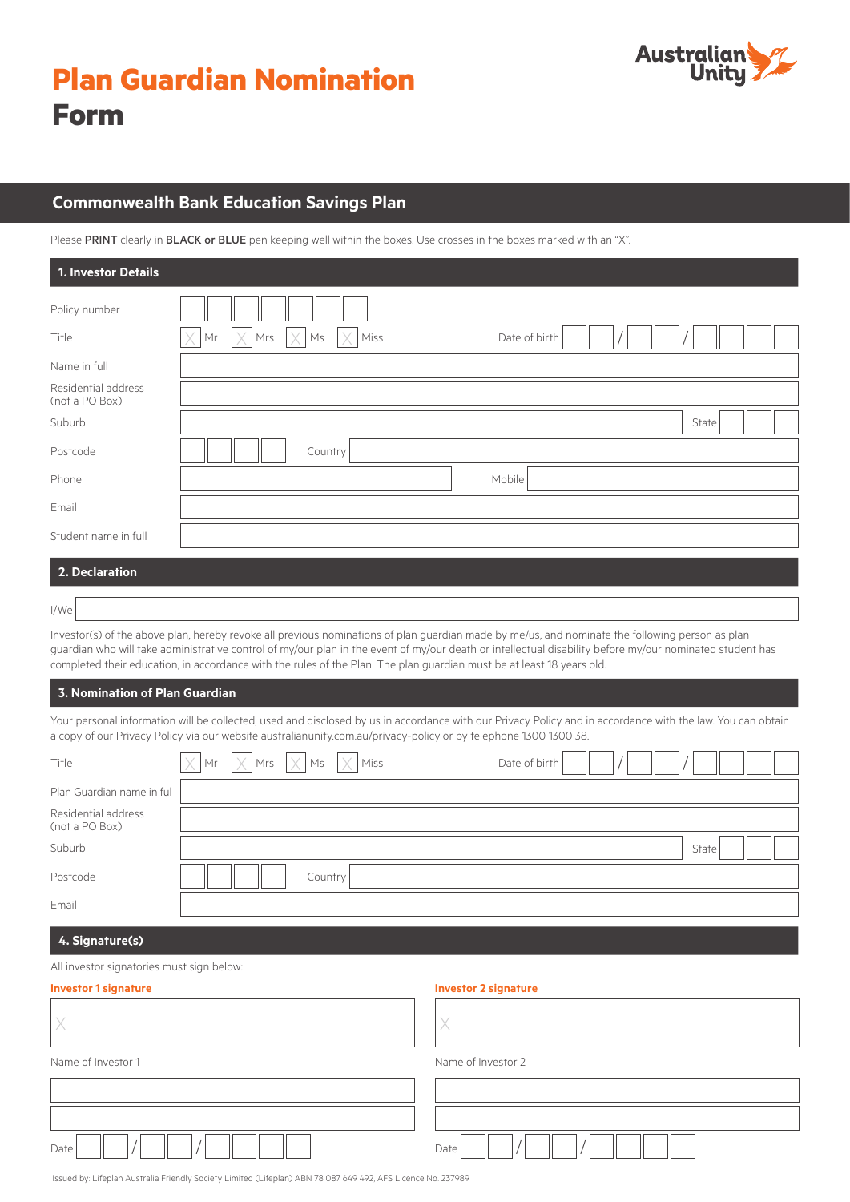# Plan Guardian Nomination Form

Australian Unity

## Commonwealth Bank Education Savings Plan

Please **PRINT** clearly in **BLACK or BLUE** pen keeping well within the boxes. Use crosses in the boxes marked with an "X".

### 1. Investor Details

Policy number

Title ☐ Mr ☐ Mrs ☐ Ms ☐ Miss Date of birth __ __ / __ __ / __ __ __ __

Name in full

Residential address (not a PO Box)

Suburb State

Postcode Country

Phone Mobile

Email

Student name in full

### 2. Declaration

I/We

Investor(s) of the above plan, hereby revoke all previous nominations of plan guardian made by me/us, and nominate the following person as plan guardian who will take administrative control of my/our plan in the event of my/our death or intellectual disability before my/our nominated student has completed their education, in accordance with the rules of the Plan. The plan guardian must be at least 18 years old.

### 3. Nomination of Plan Guardian

Your personal information will be collected, used and disclosed by us in accordance with our Privacy Policy and in accordance with the law. You can obtain a copy of our Privacy Policy via our website australianunity.com.au/privacy-policy or by telephone 1300 1300 38.

Title ☐ Mr ☐ Mrs ☐ Ms ☐ Miss Date of birth __ __ / __ __ / __ __ __ __

Plan Guardian name in ful

Residential address (not a PO Box)

Suburb State

Postcode Country

Email

### 4. Signature(s)

All investor signatories must sign below:

**Investor 1 signature**

X

Name of Investor 1

Date __ __ / __ __ / __ __ __ __

**Investor 2 signature**

X

Name of Investor 2

Date __ __ / __ __ / __ __ __ __

Issued by: Lifeplan Australia Friendly Society Limited (Lifeplan) ABN 78 087 649 492, AFS Licence No. 237989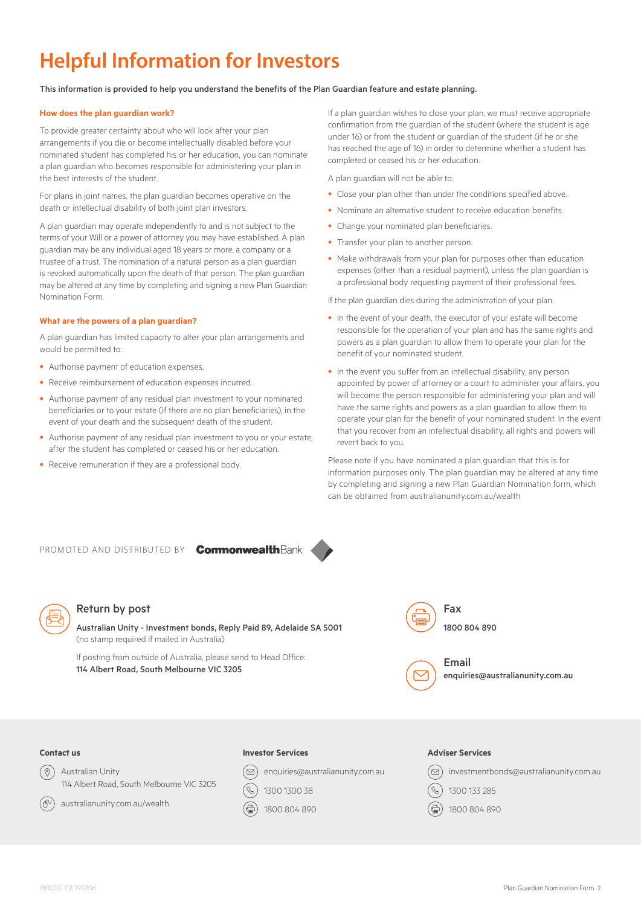# Helpful Information for Investors

**This information is provided to help you understand the benefits of the Plan Guardian feature and estate planning.**

### How does the plan guardian work?

To provide greater certainty about who will look after your plan arrangements if you die or become intellectually disabled before your nominated student has completed his or her education, you can nominate a plan guardian who becomes responsible for administering your plan in the best interests of the student.

For plans in joint names, the plan guardian becomes operative on the death or intellectual disability of both joint plan investors.

A plan guardian may operate independently to and is not subject to the terms of your Will or a power of attorney you may have established. A plan guardian may be any individual aged 18 years or more, a company or a trustee of a trust. The nomination of a natural person as a plan guardian is revoked automatically upon the death of that person. The plan guardian may be altered at any time by completing and signing a new Plan Guardian Nomination Form.

### What are the powers of a plan guardian?

A plan guardian has limited capacity to alter your plan arrangements and would be permitted to:

- Authorise payment of education expenses.
- Receive reimbursement of education expenses incurred.
- Authorise payment of any residual plan investment to your nominated beneficiaries or to your estate (if there are no plan beneficiaries), in the event of your death and the subsequent death of the student.
- Authorise payment of any residual plan investment to you or your estate, after the student has completed or ceased his or her education.
- Receive remuneration if they are a professional body.

If a plan guardian wishes to close your plan, we must receive appropriate confirmation from the guardian of the student (where the student is age under 16) or from the student or guardian of the student (if he or she has reached the age of 16) in order to determine whether a student has completed or ceased his or her education.

A plan guardian will not be able to:

- Close your plan other than under the conditions specified above.
- Nominate an alternative student to receive education benefits.
- Change your nominated plan beneficiaries.
- Transfer your plan to another person.
- Make withdrawals from your plan for purposes other than education expenses (other than a residual payment), unless the plan guardian is a professional body requesting payment of their professional fees.

If the plan guardian dies during the administration of your plan:

- In the event of your death, the executor of your estate will become responsible for the operation of your plan and has the same rights and powers as a plan guardian to allow them to operate your plan for the benefit of your nominated student.
- In the event you suffer from an intellectual disability, any person appointed by power of attorney or a court to administer your affairs, you will become the person responsible for administering your plan and will have the same rights and powers as a plan guardian to allow them to operate your plan for the benefit of your nominated student. In the event that you recover from an intellectual disability, all rights and powers will revert back to you.

Please note if you have nominated a plan guardian that this is for information purposes only. The plan guardian may be altered at any time by completing and signing a new Plan Guardian Nomination form, which can be obtained from australianunity.com.au/wealth

PROMOTED AND DISTRIBUTED BY CommonwealthBank

### Return by post

**Australian Unity - Investment bonds, Reply Paid 89, Adelaide SA 5001**
(no stamp required if mailed in Australia)

If posting from outside of Australia, please send to Head Office:
**114 Albert Road, South Melbourne VIC 3205**

### Fax

**1800 804 890**

### Email

**enquiries@australianunity.com.au**

**Contact us**

Australian Unity
114 Albert Road, South Melbourne VIC 3205

australianunity.com.au/wealth

**Investor Services**

enquiries@australianunity.com.au

1300 1300 38

1800 804 890

**Adviser Services**

investmentbonds@australianunity.com.au

1300 133 285

1800 804 890

IB0003 CB 190206